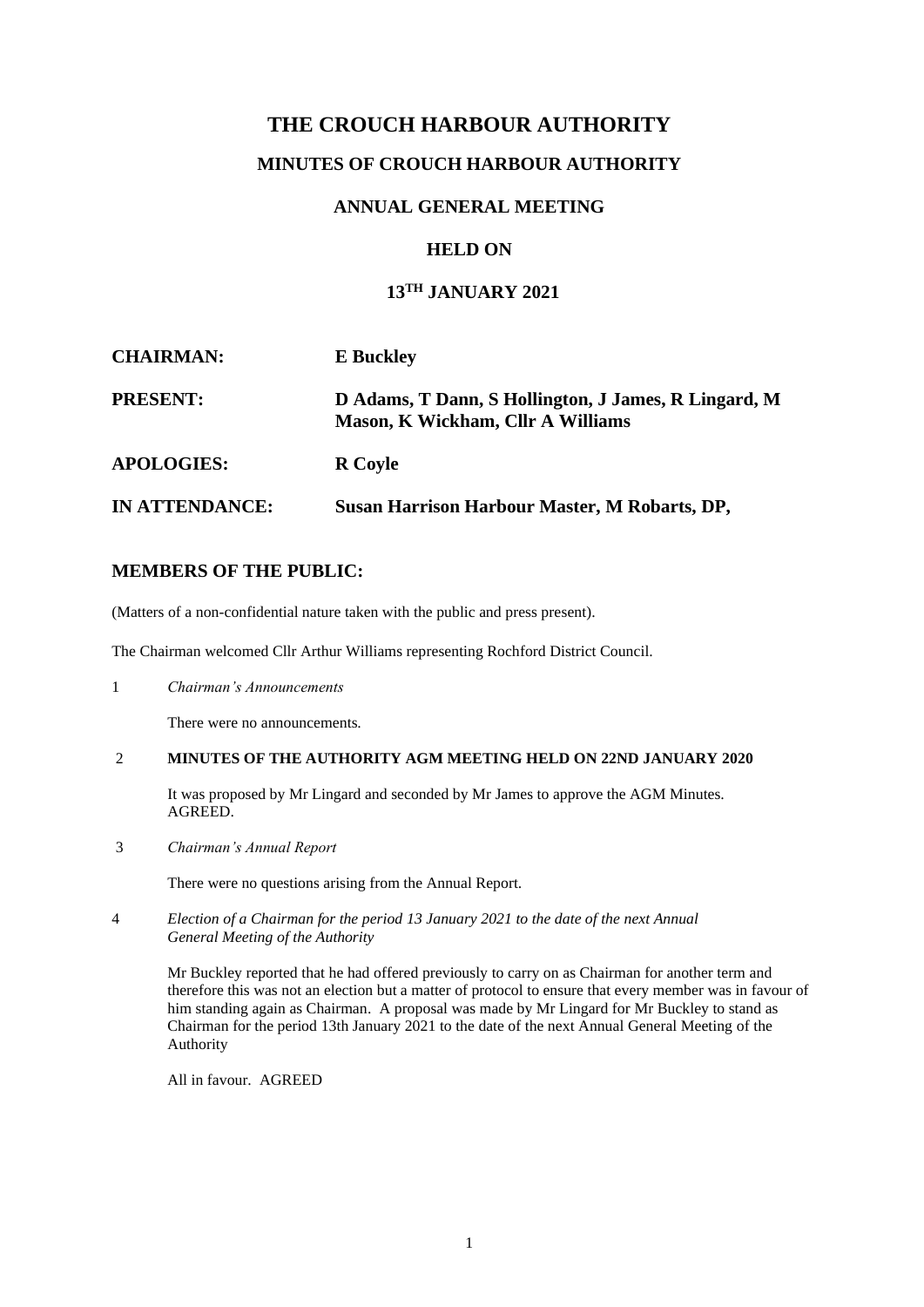# THE CROUCH HARBOUR AUTHORITY

## MINUTES OF CROUCH HARBOUR AUTHORITY

## ANNUAL GENERAL MEETING

## HELD ON

## 13TH JANUARY 2021

**CHAIRMAN:** **E Buckley**

**PRESENT:** **D Adams, T Dann, S Hollington, J James, R Lingard, M Mason, K Wickham, Cllr A Williams**

**APOLOGIES:** **R Coyle**

**IN ATTENDANCE:** **Susan Harrison Harbour Master, M Robarts, DP,**

## MEMBERS OF THE PUBLIC:

(Matters of a non-confidential nature taken with the public and press present).

The Chairman welcomed Cllr Arthur Williams representing Rochford District Council.

1 *Chairman's Announcements*

There were no announcements.

2 **MINUTES OF THE AUTHORITY AGM MEETING HELD ON 22ND JANUARY 2020**

It was proposed by Mr Lingard and seconded by Mr James to approve the AGM Minutes. AGREED.

3 *Chairman's Annual Report*

There were no questions arising from the Annual Report.

4 *Election of a Chairman for the period 13 January 2021 to the date of the next Annual General Meeting of the Authority*

Mr Buckley reported that he had offered previously to carry on as Chairman for another term and therefore this was not an election but a matter of protocol to ensure that every member was in favour of him standing again as Chairman. A proposal was made by Mr Lingard for Mr Buckley to stand as Chairman for the period 13th January 2021 to the date of the next Annual General Meeting of the Authority

All in favour. AGREED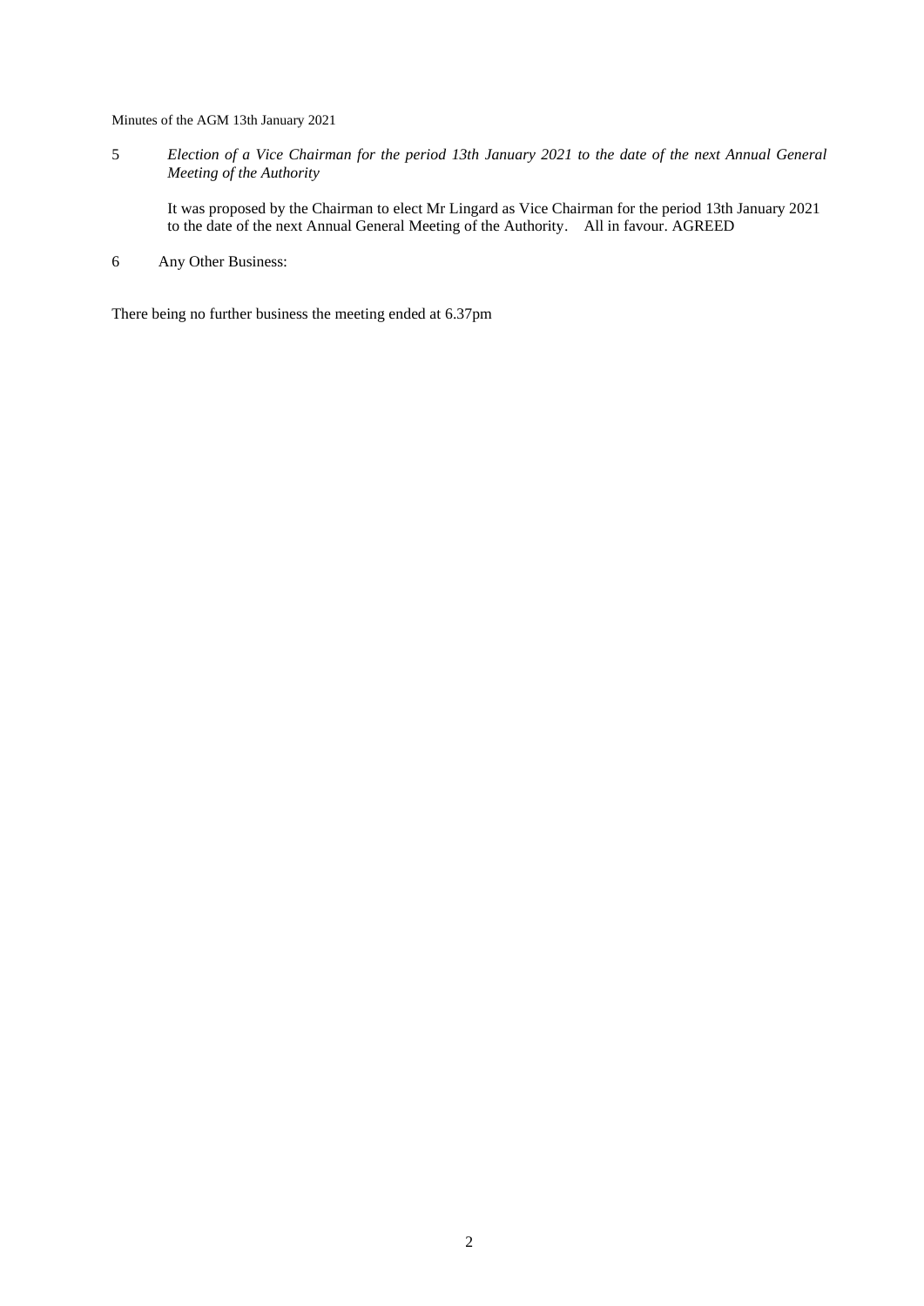5 *Election of a Vice Chairman for the period 13th January 2021 to the date of the next Annual General Meeting of the Authority*

It was proposed by the Chairman to elect Mr Lingard as Vice Chairman for the period 13th January 2021 to the date of the next Annual General Meeting of the Authority. All in favour. AGREED

6 Any Other Business:

There being no further business the meeting ended at 6.37pm